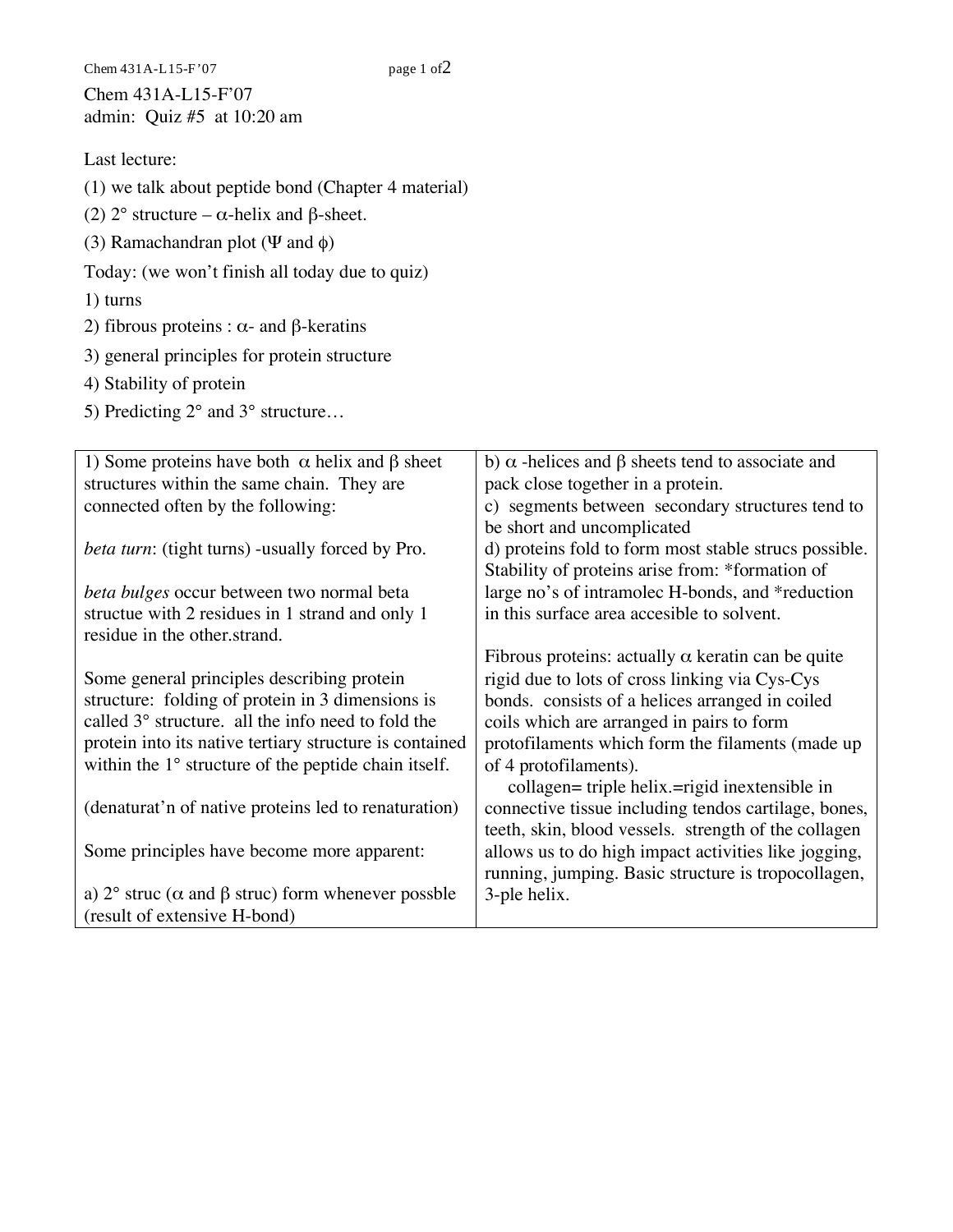Chem 431A-L15-F'07
admin: Quiz #5 at 10:20 am

Last lecture:

(1) we talk about peptide bond (Chapter 4 material)

(2) 2° structure – $\alpha$-helix and $\beta$-sheet.

(3) Ramachandran plot ($\Psi$ and $\phi$)

Today: (we won't finish all today due to quiz)

1) turns

2) fibrous proteins : $\alpha$- and $\beta$-keratins

3) general principles for protein structure

4) Stability of protein

5) Predicting 2° and 3° structure…

1) Some proteins have both $\alpha$ helix and $\beta$ sheet structures within the same chain. They are connected often by the following:

*beta turn*: (tight turns) -usually forced by Pro.

*beta bulges* occur between two normal beta structue with 2 residues in 1 strand and only 1 residue in the other.strand.

Some general principles describing protein structure: folding of protein in 3 dimensions is called 3° structure. all the info need to fold the protein into its native tertiary structure is contained within the 1° structure of the peptide chain itself.

(denaturat'n of native proteins led to renaturation)

Some principles have become more apparent:

a) 2° struc ($\alpha$ and $\beta$ struc) form whenever possble (result of extensive H-bond)

b) $\alpha$ -helices and $\beta$ sheets tend to associate and pack close together in a protein.

c) segments between secondary structures tend to be short and uncomplicated

d) proteins fold to form most stable strucs possible. Stability of proteins arise from: *formation of large no's of intramolec H-bonds, and *reduction in this surface area accesible to solvent.

Fibrous proteins: actually $\alpha$ keratin can be quite rigid due to lots of cross linking via Cys-Cys bonds. consists of a helices arranged in coiled coils which are arranged in pairs to form protofilaments which form the filaments (made up of 4 protofilaments).

collagen= triple helix.=rigid inextensible in connective tissue including tendos cartilage, bones, teeth, skin, blood vessels. strength of the collagen allows us to do high impact activities like jogging, running, jumping. Basic structure is tropocollagen, 3-ple helix.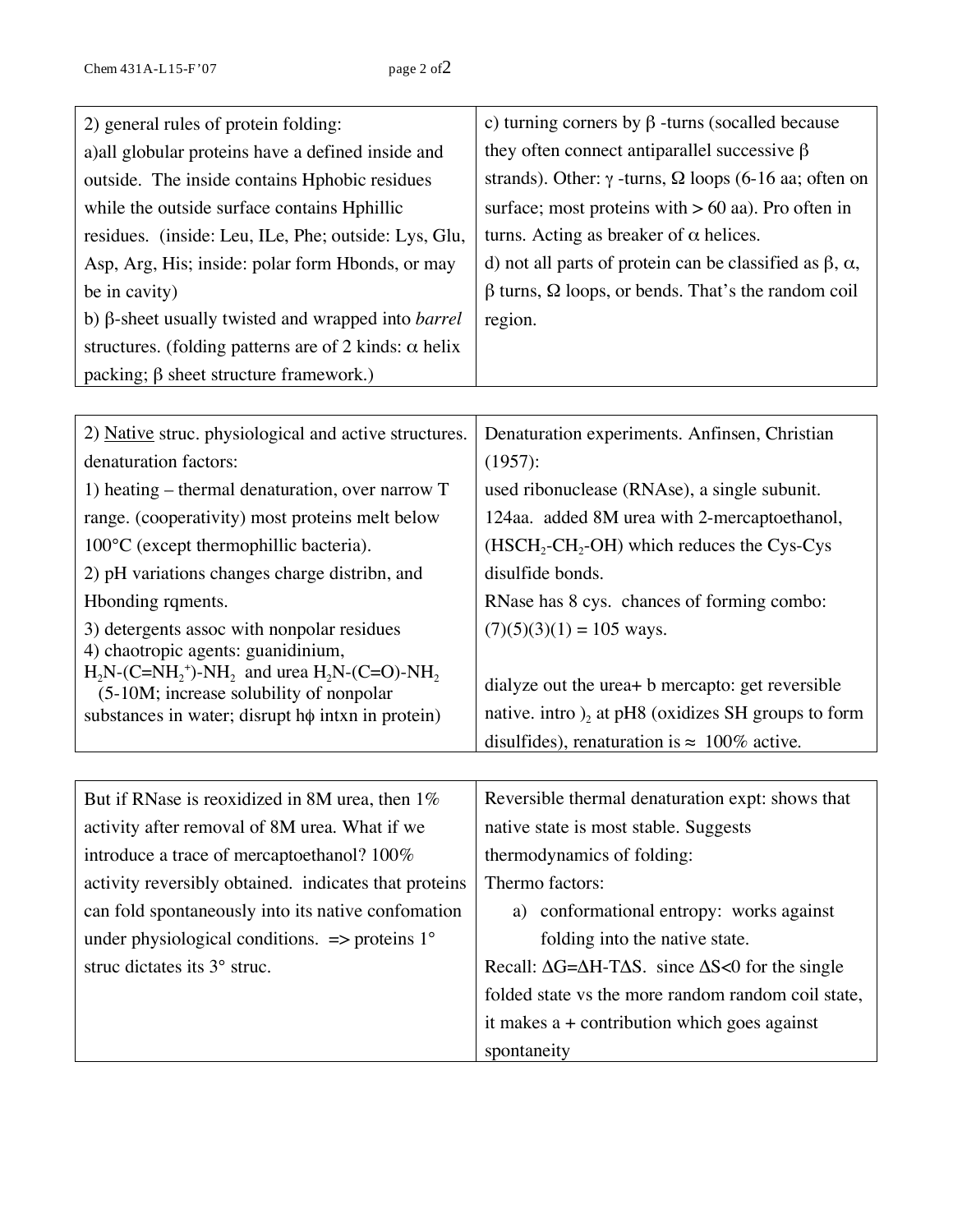2) general rules of protein folding:

a)all globular proteins have a defined inside and outside. The inside contains Hphobic residues while the outside surface contains Hphillic residues. (inside: Leu, ILe, Phe; outside: Lys, Glu, Asp, Arg, His; inside: polar form Hbonds, or may be in cavity)

b) β-sheet usually twisted and wrapped into *barrel* structures. (folding patterns are of 2 kinds: α helix packing; β sheet structure framework.)

c) turning corners by β -turns (socalled because they often connect antiparallel successive β strands). Other: γ -turns, Ω loops (6-16 aa; often on surface; most proteins with > 60 aa). Pro often in turns. Acting as breaker of α helices.

d) not all parts of protein can be classified as β, α, β turns, Ω loops, or bends. That's the random coil region.

2) Native struc. physiological and active structures.

denaturation factors:

1) heating – thermal denaturation, over narrow T range. (cooperativity) most proteins melt below 100°C (except thermophillic bacteria).

2) pH variations changes charge distribn, and Hbonding rqments.

3) detergents assoc with nonpolar residues

4) chaotropic agents: guanidinium, $H_2N\text{-}(C{=}NH_2^+)\text{-}NH_2$ and urea $H_2N\text{-}(C{=}O)\text{-}NH_2$ (5-10M; increase solubility of nonpolar substances in water; disrupt hϕ intxn in protein)

Denaturation experiments. Anfinsen, Christian (1957):

used ribonuclease (RNAse), a single subunit. 124aa. added 8M urea with 2-mercaptoethanol, ($HSCH_2\text{-}CH_2\text{-}OH$) which reduces the Cys-Cys disulfide bonds.

RNase has 8 cys. chances of forming combo: (7)(5)(3)(1) = 105 ways.

dialyze out the urea+ b mercapto: get reversible native. intro )$_2$ at pH8 (oxidizes SH groups to form disulfides), renaturation is ≈ 100% active.

But if RNase is reoxidized in 8M urea, then 1% activity after removal of 8M urea. What if we introduce a trace of mercaptoethanol? 100% activity reversibly obtained. indicates that proteins can fold spontaneously into its native confomation under physiological conditions. => proteins 1° struc dictates its 3° struc.

Reversible thermal denaturation expt: shows that native state is most stable. Suggests thermodynamics of folding:

Thermo factors:

a) conformational entropy: works against folding into the native state.

Recall: $\Delta G = \Delta H - T\Delta S$. since $\Delta S < 0$ for the single folded state vs the more random random coil state, it makes a + contribution which goes against spontaneity